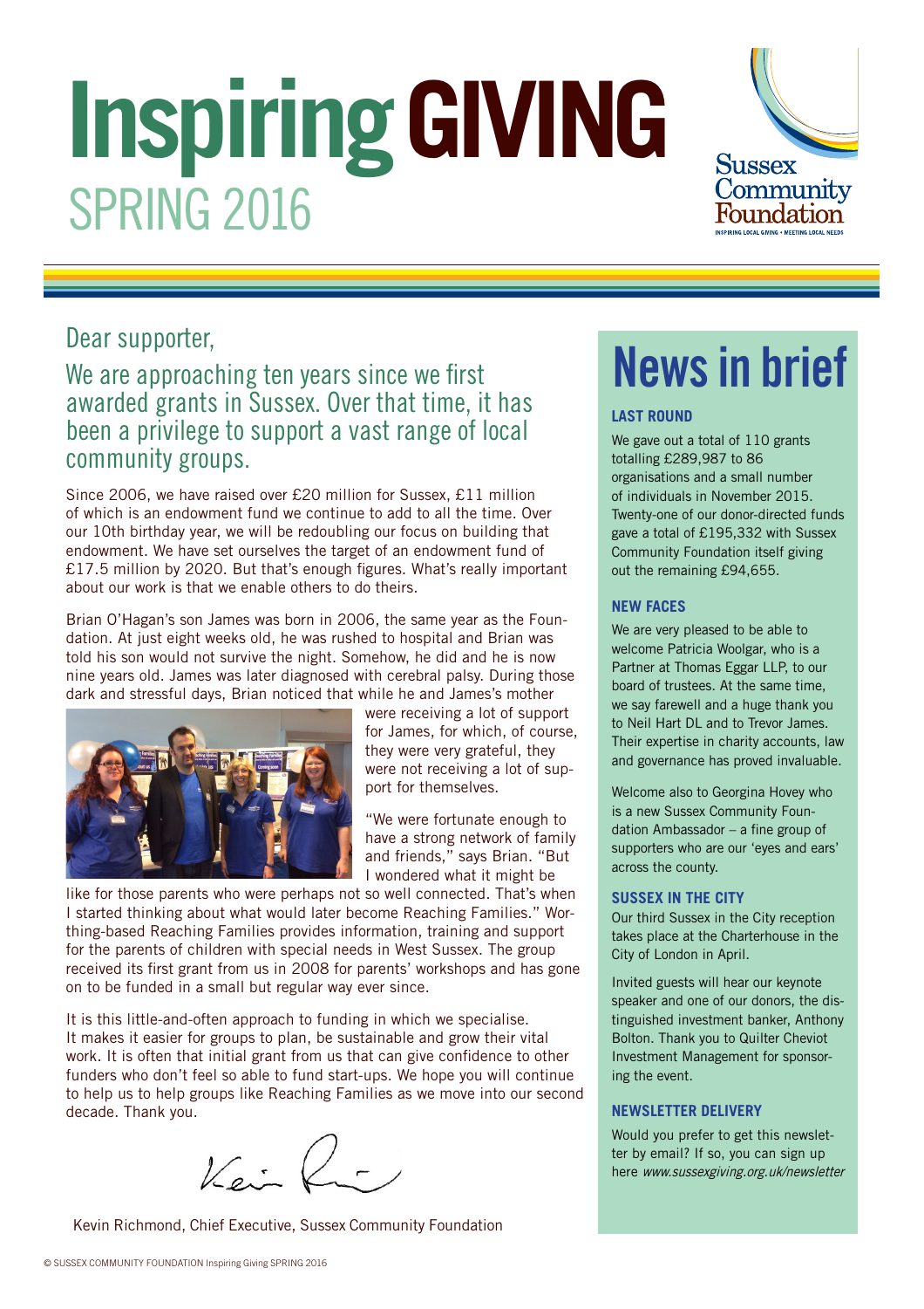# Inspiring GIVING
## SPRING 2016

Sussex Community Foundation
INSPIRING LOCAL GIVING • MEETING LOCAL NEEDS

Dear supporter,

We are approaching ten years since we first awarded grants in Sussex. Over that time, it has been a privilege to support a vast range of local community groups.

Since 2006, we have raised over £20 million for Sussex, £11 million of which is an endowment fund we continue to add to all the time. Over our 10th birthday year, we will be redoubling our focus on building that endowment. We have set ourselves the target of an endowment fund of £17.5 million by 2020. But that's enough figures. What's really important about our work is that we enable others to do theirs.

Brian O'Hagan's son James was born in 2006, the same year as the Foundation. At just eight weeks old, he was rushed to hospital and Brian was told his son would not survive the night. Somehow, he did and he is now nine years old. James was later diagnosed with cerebral palsy. During those dark and stressful days, Brian noticed that while he and James's mother were receiving a lot of support for James, for which, of course, they were very grateful, they were not receiving a lot of support for themselves.

"We were fortunate enough to have a strong network of family and friends," says Brian. "But I wondered what it might be like for those parents who were perhaps not so well connected. That's when I started thinking about what would later become Reaching Families." Worthing-based Reaching Families provides information, training and support for the parents of children with special needs in West Sussex. The group received its first grant from us in 2008 for parents' workshops and has gone on to be funded in a small but regular way ever since.

It is this little-and-often approach to funding in which we specialise. It makes it easier for groups to plan, be sustainable and grow their vital work. It is often that initial grant from us that can give confidence to other funders who don't feel so able to fund start-ups. We hope you will continue to help us to help groups like Reaching Families as we move into our second decade. Thank you.

Kevin Richmond, Chief Executive, Sussex Community Foundation

# News in brief

### LAST ROUND

We gave out a total of 110 grants totalling £289,987 to 86 organisations and a small number of individuals in November 2015. Twenty-one of our donor-directed funds gave a total of £195,332 with Sussex Community Foundation itself giving out the remaining £94,655.

### NEW FACES

We are very pleased to be able to welcome Patricia Woolgar, who is a Partner at Thomas Eggar LLP, to our board of trustees. At the same time, we say farewell and a huge thank you to Neil Hart DL and to Trevor James. Their expertise in charity accounts, law and governance has proved invaluable.

Welcome also to Georgina Hovey who is a new Sussex Community Foundation Ambassador – a fine group of supporters who are our 'eyes and ears' across the county.

### SUSSEX IN THE CITY

Our third Sussex in the City reception takes place at the Charterhouse in the City of London in April.

Invited guests will hear our keynote speaker and one of our donors, the distinguished investment banker, Anthony Bolton. Thank you to Quilter Cheviot Investment Management for sponsoring the event.

### NEWSLETTER DELIVERY

Would you prefer to get this newsletter by email? If so, you can sign up here *www.sussexgiving.org.uk/newsletter*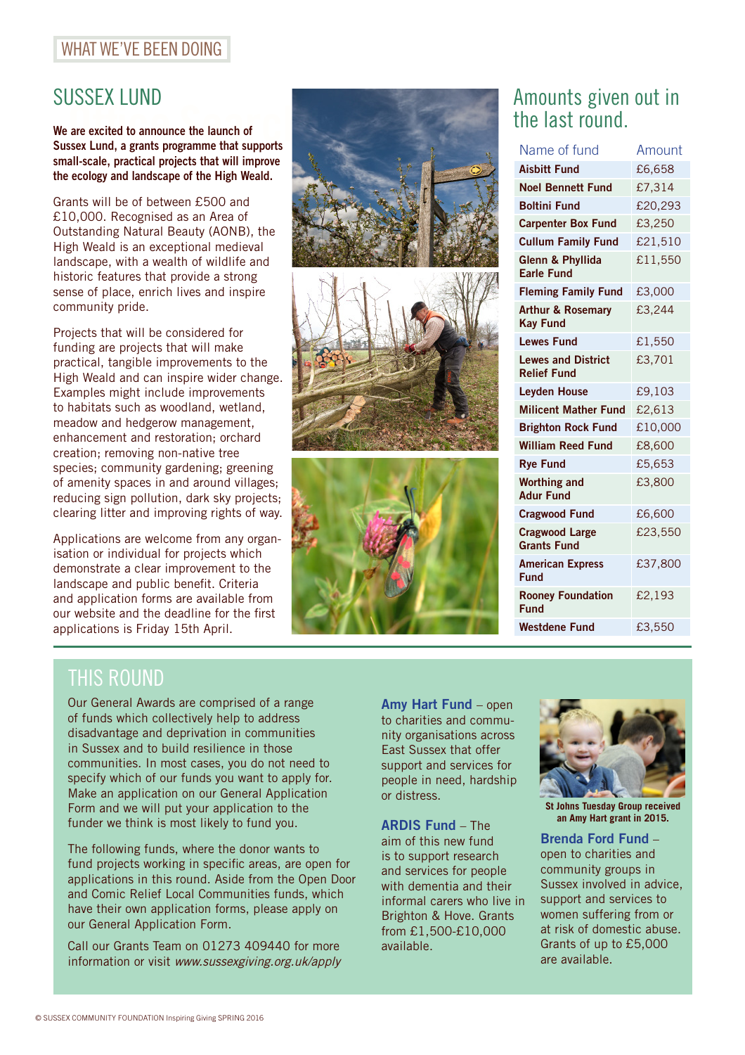WHAT WE'VE BEEN DOING

## SUSSEX LUND

**We are excited to announce the launch of Sussex Lund, a grants programme that supports small-scale, practical projects that will improve the ecology and landscape of the High Weald.**

Grants will be of between £500 and £10,000. Recognised as an Area of Outstanding Natural Beauty (AONB), the High Weald is an exceptional medieval landscape, with a wealth of wildlife and historic features that provide a strong sense of place, enrich lives and inspire community pride.

Projects that will be considered for funding are projects that will make practical, tangible improvements to the High Weald and can inspire wider change. Examples might include improvements to habitats such as woodland, wetland, meadow and hedgerow management, enhancement and restoration; orchard creation; removing non-native tree species; community gardening; greening of amenity spaces in and around villages; reducing sign pollution, dark sky projects; clearing litter and improving rights of way.

Applications are welcome from any organisation or individual for projects which demonstrate a clear improvement to the landscape and public benefit. Criteria and application forms are available from our website and the deadline for the first applications is Friday 15th April.

## Amounts given out in the last round.

| Name of fund | Amount |
|---|---|
| **Aisbitt Fund** | £6,658 |
| **Noel Bennett Fund** | £7,314 |
| **Boltini Fund** | £20,293 |
| **Carpenter Box Fund** | £3,250 |
| **Cullum Family Fund** | £21,510 |
| **Glenn & Phyllida Earle Fund** | £11,550 |
| **Fleming Family Fund** | £3,000 |
| **Arthur & Rosemary Kay Fund** | £3,244 |
| **Lewes Fund** | £1,550 |
| **Lewes and District Relief Fund** | £3,701 |
| **Leyden House** | £9,103 |
| **Milicent Mather Fund** | £2,613 |
| **Brighton Rock Fund** | £10,000 |
| **William Reed Fund** | £8,600 |
| **Rye Fund** | £5,653 |
| **Worthing and Adur Fund** | £3,800 |
| **Cragwood Fund** | £6,600 |
| **Cragwood Large Grants Fund** | £23,550 |
| **American Express Fund** | £37,800 |
| **Rooney Foundation Fund** | £2,193 |
| **Westdene Fund** | £3,550 |

## THIS ROUND

Our General Awards are comprised of a range of funds which collectively help to address disadvantage and deprivation in communities in Sussex and to build resilience in those communities. In most cases, you do not need to specify which of our funds you want to apply for. Make an application on our General Application Form and we will put your application to the funder we think is most likely to fund you.

The following funds, where the donor wants to fund projects working in specific areas, are open for applications in this round. Aside from the Open Door and Comic Relief Local Communities funds, which have their own application forms, please apply on our General Application Form.

Call our Grants Team on 01273 409440 for more information or visit *www.sussexgiving.org.uk/apply*

**Amy Hart Fund** – open to charities and community organisations across East Sussex that offer support and services for people in need, hardship or distress.

**ARDIS Fund** – The aim of this new fund is to support research and services for people with dementia and their informal carers who live in Brighton & Hove. Grants from £1,500-£10,000 available.

**St Johns Tuesday Group received an Amy Hart grant in 2015.**

**Brenda Ford Fund** – open to charities and community groups in Sussex involved in advice, support and services to women suffering from or at risk of domestic abuse. Grants of up to £5,000 are available.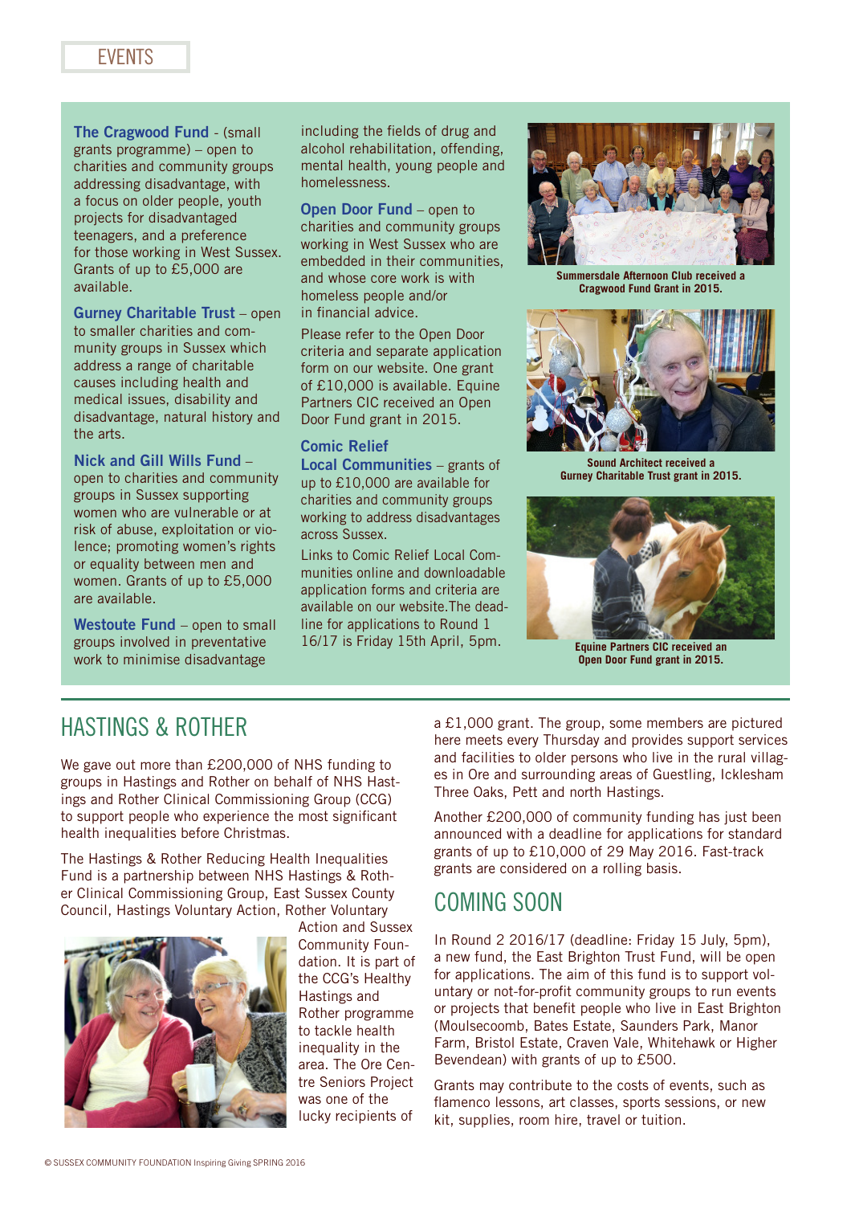## EVENTS

**The Cragwood Fund** - (small grants programme) – open to charities and community groups addressing disadvantage, with a focus on older people, youth projects for disadvantaged teenagers, and a preference for those working in West Sussex. Grants of up to £5,000 are available.

**Gurney Charitable Trust** – open to smaller charities and community groups in Sussex which address a range of charitable causes including health and medical issues, disability and disadvantage, natural history and the arts.

**Nick and Gill Wills Fund** – open to charities and community groups in Sussex supporting women who are vulnerable or at risk of abuse, exploitation or violence; promoting women's rights or equality between men and women. Grants of up to £5,000 are available.

**Westoute Fund** – open to small groups involved in preventative work to minimise disadvantage including the fields of drug and alcohol rehabilitation, offending, mental health, young people and homelessness.

**Open Door Fund** – open to charities and community groups working in West Sussex who are embedded in their communities, and whose core work is with homeless people and/or in financial advice.

Please refer to the Open Door criteria and separate application form on our website. One grant of £10,000 is available. Equine Partners CIC received an Open Door Fund grant in 2015.

**Comic Relief Local Communities** – grants of up to £10,000 are available for charities and community groups working to address disadvantages across Sussex.

Links to Comic Relief Local Communities online and downloadable application forms and criteria are available on our website. The deadline for applications to Round 1 16/17 is Friday 15th April, 5pm.

**Summersdale Afternoon Club received a Cragwood Fund Grant in 2015.**

**Sound Architect received a Gurney Charitable Trust grant in 2015.**

**Equine Partners CIC received an Open Door Fund grant in 2015.**

## HASTINGS & ROTHER

We gave out more than £200,000 of NHS funding to groups in Hastings and Rother on behalf of NHS Hastings and Rother Clinical Commissioning Group (CCG) to support people who experience the most significant health inequalities before Christmas.

The Hastings & Rother Reducing Health Inequalities Fund is a partnership between NHS Hastings & Rother Clinical Commissioning Group, East Sussex County Council, Hastings Voluntary Action, Rother Voluntary Action and Sussex Community Foundation. It is part of the CCG's Healthy Hastings and Rother programme to tackle health inequality in the area. The Ore Centre Seniors Project was one of the lucky recipients of a £1,000 grant. The group, some members are pictured here meets every Thursday and provides support services and facilities to older persons who live in the rural villages in Ore and surrounding areas of Guestling, Icklesham Three Oaks, Pett and north Hastings.

Another £200,000 of community funding has just been announced with a deadline for applications for standard grants of up to £10,000 of 29 May 2016. Fast-track grants are considered on a rolling basis.

## COMING SOON

In Round 2 2016/17 (deadline: Friday 15 July, 5pm), a new fund, the East Brighton Trust Fund, will be open for applications. The aim of this fund is to support voluntary or not-for-profit community groups to run events or projects that benefit people who live in East Brighton (Moulsecoomb, Bates Estate, Saunders Park, Manor Farm, Bristol Estate, Craven Vale, Whitehawk or Higher Bevendean) with grants of up to £500.

Grants may contribute to the costs of events, such as flamenco lessons, art classes, sports sessions, or new kit, supplies, room hire, travel or tuition.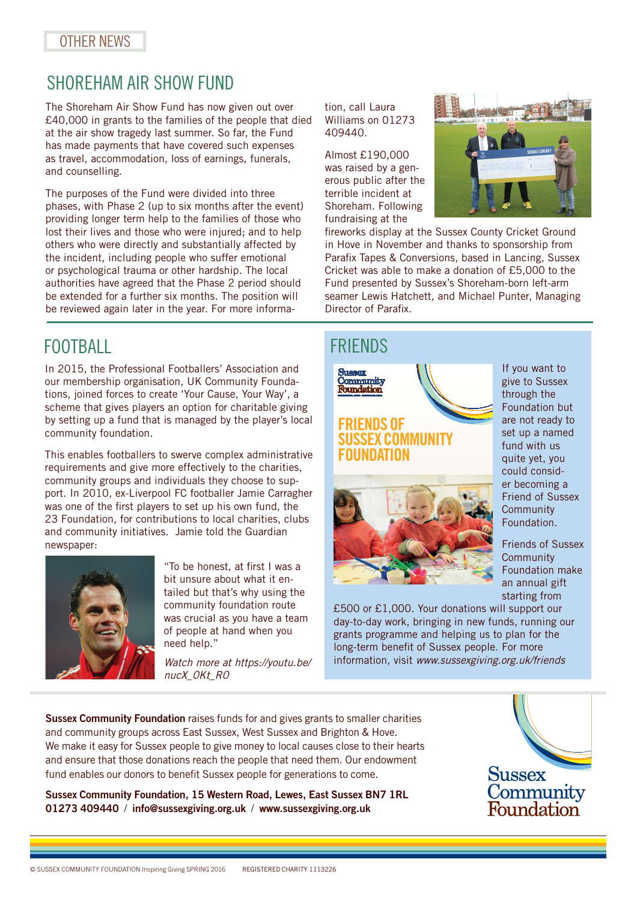OTHER NEWS

## SHOREHAM AIR SHOW FUND

The Shoreham Air Show Fund has now given out over £40,000 in grants to the families of the people that died at the air show tragedy last summer. So far, the Fund has made payments that have covered such expenses as travel, accommodation, loss of earnings, funerals, and counselling.

The purposes of the Fund were divided into three phases, with Phase 2 (up to six months after the event) providing longer term help to the families of those who lost their lives and those who were injured; and to help others who were directly and substantially affected by the incident, including people who suffer emotional or psychological trauma or other hardship. The local authorities have agreed that the Phase 2 period should be extended for a further six months. The position will be reviewed again later in the year. For more information, call Laura Williams on 01273 409440.

Almost £190,000 was raised by a generous public after the terrible incident at Shoreham. Following fundraising at the fireworks display at the Sussex County Cricket Ground in Hove in November and thanks to sponsorship from Parafix Tapes & Conversions, based in Lancing, Sussex Cricket was able to make a donation of £5,000 to the Fund presented by Sussex's Shoreham-born left-arm seamer Lewis Hatchett, and Michael Punter, Managing Director of Parafix.

## FOOTBALL

In 2015, the Professional Footballers' Association and our membership organisation, UK Community Foundations, joined forces to create 'Your Cause, Your Way', a scheme that gives players an option for charitable giving by setting up a fund that is managed by the player's local community foundation.

This enables footballers to swerve complex administrative requirements and give more effectively to the charities, community groups and individuals they choose to support. In 2010, ex-Liverpool FC footballer Jamie Carragher was one of the first players to set up his own fund, the 23 Foundation, for contributions to local charities, clubs and community initiatives. Jamie told the Guardian newspaper:

"To be honest, at first I was a bit unsure about what it entailed but that's why using the community foundation route was crucial as you have a team of people at hand when you need help."

*Watch more at https://youtu.be/nucX_OKt_RO*

## FRIENDS

If you want to give to Sussex through the Foundation but are not ready to set up a named fund with us quite yet, you could consider becoming a Friend of Sussex Community Foundation.

Friends of Sussex Community Foundation make an annual gift starting from £500 or £1,000. Your donations will support our day-to-day work, bringing in new funds, running our grants programme and helping us to plan for the long-term benefit of Sussex people. For more information, visit *www.sussexgiving.org.uk/friends*

**Sussex Community Foundation** raises funds for and gives grants to smaller charities and community groups across East Sussex, West Sussex and Brighton & Hove. We make it easy for Sussex people to give money to local causes close to their hearts and ensure that those donations reach the people that need them. Our endowment fund enables our donors to benefit Sussex people for generations to come.

**Sussex Community Foundation, 15 Western Road, Lewes, East Sussex BN7 1RL**
**01273 409440 / info@sussexgiving.org.uk / www.sussexgiving.org.uk**

© SUSSEX COMMUNITY FOUNDATION Inspiring Giving SPRING 2016 REGISTERED CHARITY 1113226